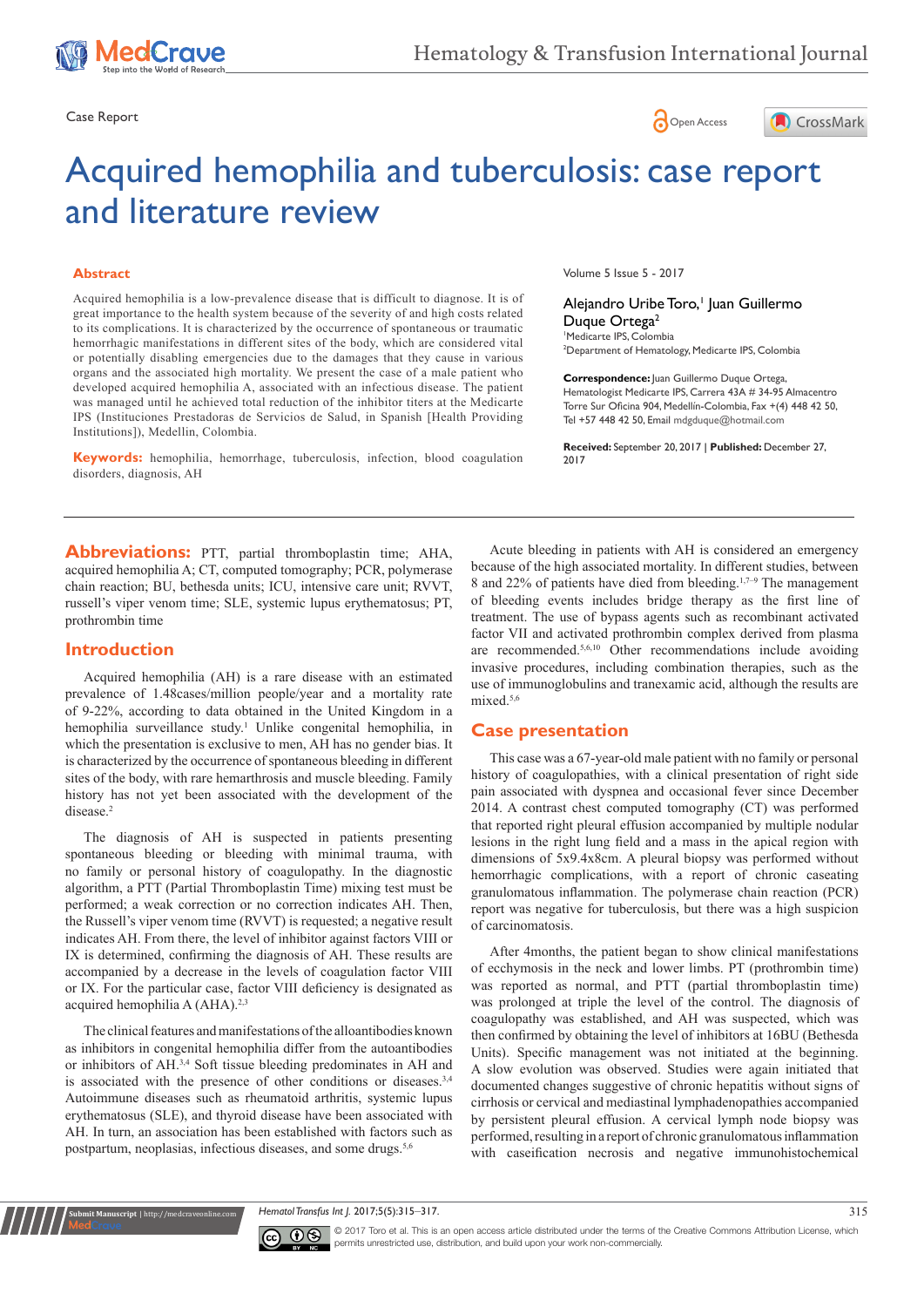Case Report

# Acquired hemophilia and tuberculosis: case report and literature review

Volume 5 Issue 5 - 2017

Alejandro Uribe Toro,[1] Juan Guillermo Duque Ortega[2]

[1]Medicarte IPS, Colombia
[2]Department of Hematology, Medicarte IPS, Colombia

**Correspondence:** Juan Guillermo Duque Ortega, Hematologist Medicarte IPS, Carrera 43A # 34-95 Almacentro Torre Sur Oficina 904, Medellín-Colombia, Fax +(4) 448 42 50, Tel +57 448 42 50, Email mdgduque@hotmail.com

**Received:** September 20, 2017 | **Published:** December 27, 2017

## Abstract

Acquired hemophilia is a low-prevalence disease that is difficult to diagnose. It is of great importance to the health system because of the severity of and high costs related to its complications. It is characterized by the occurrence of spontaneous or traumatic hemorrhagic manifestations in different sites of the body, which are considered vital or potentially disabling emergencies due to the damages that they cause in various organs and the associated high mortality. We present the case of a male patient who developed acquired hemophilia A, associated with an infectious disease. The patient was managed until he achieved total reduction of the inhibitor titers at the Medicarte IPS (Instituciones Prestadoras de Servicios de Salud, in Spanish [Health Providing Institutions]), Medellin, Colombia.

**Keywords:** hemophilia, hemorrhage, tuberculosis, infection, blood coagulation disorders, diagnosis, AH

**Abbreviations:** PTT, partial thromboplastin time; AHA, acquired hemophilia A; CT, computed tomography; PCR, polymerase chain reaction; BU, bethesda units; ICU, intensive care unit; RVVT, russell's viper venom time; SLE, systemic lupus erythematosus; PT, prothrombin time

## Introduction

Acquired hemophilia (AH) is a rare disease with an estimated prevalence of 1.48cases/million people/year and a mortality rate of 9-22%, according to data obtained in the United Kingdom in a hemophilia surveillance study.[1] Unlike congenital hemophilia, in which the presentation is exclusive to men, AH has no gender bias. It is characterized by the occurrence of spontaneous bleeding in different sites of the body, with rare hemarthrosis and muscle bleeding. Family history has not yet been associated with the development of the disease.[2]

The diagnosis of AH is suspected in patients presenting spontaneous bleeding or bleeding with minimal trauma, with no family or personal history of coagulopathy. In the diagnostic algorithm, a PTT (Partial Thromboplastin Time) mixing test must be performed; a weak correction or no correction indicates AH. Then, the Russell's viper venom time (RVVT) is requested; a negative result indicates AH. From there, the level of inhibitor against factors VIII or IX is determined, confirming the diagnosis of AH. These results are accompanied by a decrease in the levels of coagulation factor VIII or IX. For the particular case, factor VIII deficiency is designated as acquired hemophilia A (AHA).[2,3]

The clinical features and manifestations of the alloantibodies known as inhibitors in congenital hemophilia differ from the autoantibodies or inhibitors of AH.[3,4] Soft tissue bleeding predominates in AH and is associated with the presence of other conditions or diseases.[3,4] Autoimmune diseases such as rheumatoid arthritis, systemic lupus erythematosus (SLE), and thyroid disease have been associated with AH. In turn, an association has been established with factors such as postpartum, neoplasias, infectious diseases, and some drugs.[5,6]

Acute bleeding in patients with AH is considered an emergency because of the high associated mortality. In different studies, between 8 and 22% of patients have died from bleeding.[1,7–9] The management of bleeding events includes bridge therapy as the first line of treatment. The use of bypass agents such as recombinant activated factor VII and activated prothrombin complex derived from plasma are recommended.[5,6,10] Other recommendations include avoiding invasive procedures, including combination therapies, such as the use of immunoglobulins and tranexamic acid, although the results are mixed.[5,6]

## Case presentation

This case was a 67-year-old male patient with no family or personal history of coagulopathies, with a clinical presentation of right side pain associated with dyspnea and occasional fever since December 2014. A contrast chest computed tomography (CT) was performed that reported right pleural effusion accompanied by multiple nodular lesions in the right lung field and a mass in the apical region with dimensions of 5x9.4x8cm. A pleural biopsy was performed without hemorrhagic complications, with a report of chronic caseating granulomatous inflammation. The polymerase chain reaction (PCR) report was negative for tuberculosis, but there was a high suspicion of carcinomatosis.

After 4months, the patient began to show clinical manifestations of ecchymosis in the neck and lower limbs. PT (prothrombin time) was reported as normal, and PTT (partial thromboplastin time) was prolonged at triple the level of the control. The diagnosis of coagulopathy was established, and AH was suspected, which was then confirmed by obtaining the level of inhibitors at 16BU (Bethesda Units). Specific management was not initiated at the beginning. A slow evolution was observed. Studies were again initiated that documented changes suggestive of chronic hepatitis without signs of cirrhosis or cervical and mediastinal lymphadenopathies accompanied by persistent pleural effusion. A cervical lymph node biopsy was performed, resulting in a report of chronic granulomatous inflammation with caseification necrosis and negative immunohistochemical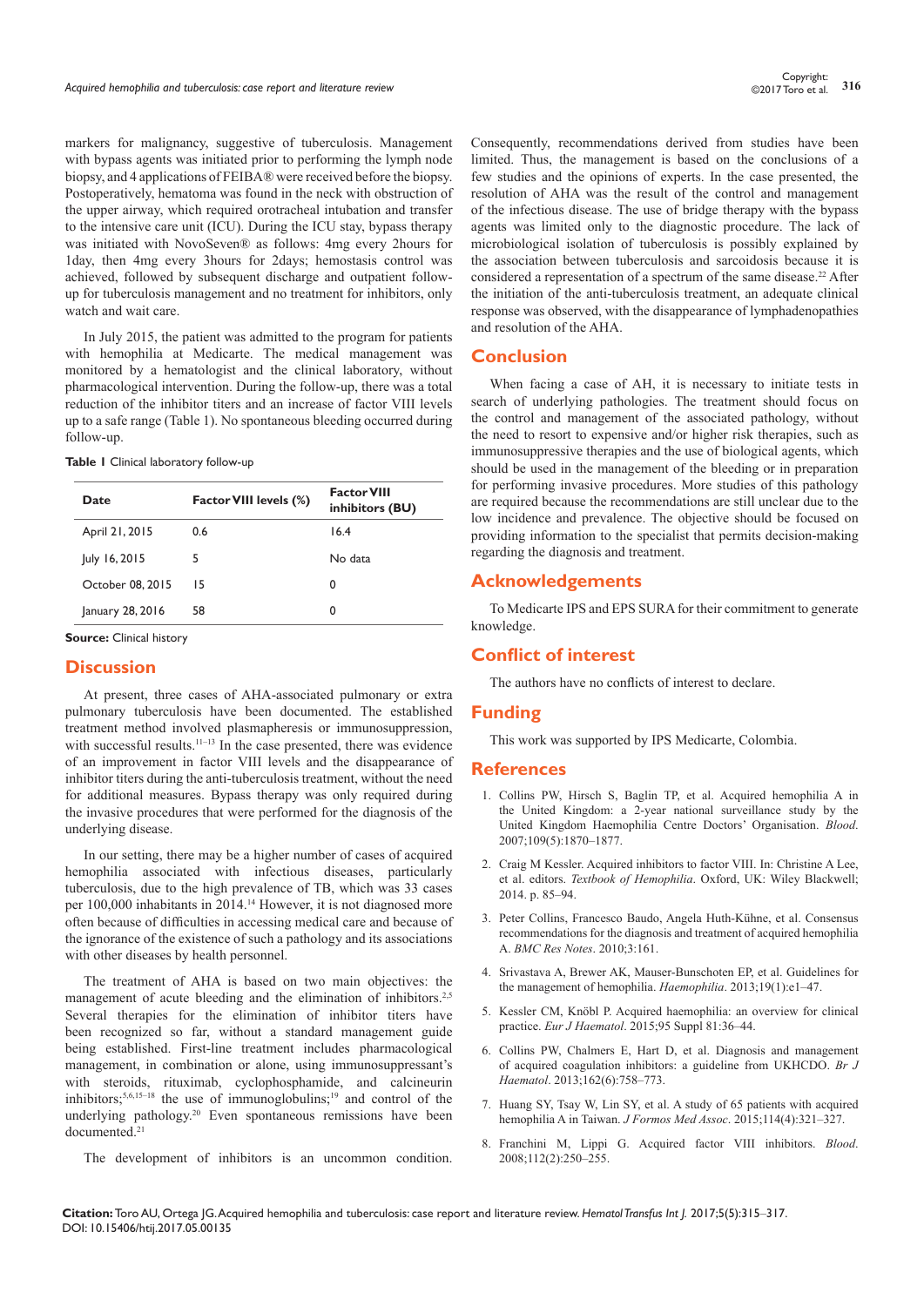markers for malignancy, suggestive of tuberculosis. Management with bypass agents was initiated prior to performing the lymph node biopsy, and 4 applications of FEIBA® were received before the biopsy. Postoperatively, hematoma was found in the neck with obstruction of the upper airway, which required orotracheal intubation and transfer to the intensive care unit (ICU). During the ICU stay, bypass therapy was initiated with NovoSeven® as follows: 4mg every 2hours for 1day, then 4mg every 3hours for 2days; hemostasis control was achieved, followed by subsequent discharge and outpatient follow-up for tuberculosis management and no treatment for inhibitors, only watch and wait care.

In July 2015, the patient was admitted to the program for patients with hemophilia at Medicarte. The medical management was monitored by a hematologist and the clinical laboratory, without pharmacological intervention. During the follow-up, there was a total reduction of the inhibitor titers and an increase of factor VIII levels up to a safe range (Table 1). No spontaneous bleeding occurred during follow-up.

**Table 1** Clinical laboratory follow-up

| Date | Factor VIII levels (%) | Factor VIII inhibitors (BU) |
|---|---|---|
| April 21, 2015 | 0.6 | 16.4 |
| July 16, 2015 | 5 | No data |
| October 08, 2015 | 15 | 0 |
| January 28, 2016 | 58 | 0 |

**Source:** Clinical history

## Discussion

At present, three cases of AHA-associated pulmonary or extra pulmonary tuberculosis have been documented. The established treatment method involved plasmapheresis or immunosuppression, with successful results.[11–13] In the case presented, there was evidence of an improvement in factor VIII levels and the disappearance of inhibitor titers during the anti-tuberculosis treatment, without the need for additional measures. Bypass therapy was only required during the invasive procedures that were performed for the diagnosis of the underlying disease.

In our setting, there may be a higher number of cases of acquired hemophilia associated with infectious diseases, particularly tuberculosis, due to the high prevalence of TB, which was 33 cases per 100,000 inhabitants in 2014.[14] However, it is not diagnosed more often because of difficulties in accessing medical care and because of the ignorance of the existence of such a pathology and its associations with other diseases by health personnel.

The treatment of AHA is based on two main objectives: the management of acute bleeding and the elimination of inhibitors.[2,5] Several therapies for the elimination of inhibitor titers have been recognized so far, without a standard management guide being established. First-line treatment includes pharmacological management, in combination or alone, using immunosuppressant's with steroids, rituximab, cyclophosphamide, and calcineurin inhibitors;[5,6,15–18] the use of immunoglobulins;[19] and control of the underlying pathology.[20] Even spontaneous remissions have been documented.[21]

The development of inhibitors is an uncommon condition. Consequently, recommendations derived from studies have been limited. Thus, the management is based on the conclusions of a few studies and the opinions of experts. In the case presented, the resolution of AHA was the result of the control and management of the infectious disease. The use of bridge therapy with the bypass agents was limited only to the diagnostic procedure. The lack of microbiological isolation of tuberculosis is possibly explained by the association between tuberculosis and sarcoidosis because it is considered a representation of a spectrum of the same disease.[22] After the initiation of the anti-tuberculosis treatment, an adequate clinical response was observed, with the disappearance of lymphadenopathies and resolution of the AHA.

## Conclusion

When facing a case of AH, it is necessary to initiate tests in search of underlying pathologies. The treatment should focus on the control and management of the associated pathology, without the need to resort to expensive and/or higher risk therapies, such as immunosuppressive therapies and the use of biological agents, which should be used in the management of the bleeding or in preparation for performing invasive procedures. More studies of this pathology are required because the recommendations are still unclear due to the low incidence and prevalence. The objective should be focused on providing information to the specialist that permits decision-making regarding the diagnosis and treatment.

## Acknowledgements

To Medicarte IPS and EPS SURA for their commitment to generate knowledge.

## Conflict of interest

The authors have no conflicts of interest to declare.

## Funding

This work was supported by IPS Medicarte, Colombia.

## References

1. Collins PW, Hirsch S, Baglin TP, et al. Acquired hemophilia A in the United Kingdom: a 2-year national surveillance study by the United Kingdom Haemophilia Centre Doctors' Organisation. *Blood*. 2007;109(5):1870–1877.
2. Craig M Kessler. Acquired inhibitors to factor VIII. In: Christine A Lee, et al. editors. *Textbook of Hemophilia*. Oxford, UK: Wiley Blackwell; 2014. p. 85–94.
3. Peter Collins, Francesco Baudo, Angela Huth-Kühne, et al. Consensus recommendations for the diagnosis and treatment of acquired hemophilia A. *BMC Res Notes*. 2010;3:161.
4. Srivastava A, Brewer AK, Mauser-Bunschoten EP, et al. Guidelines for the management of hemophilia. *Haemophilia*. 2013;19(1):e1–47.
5. Kessler CM, Knöbl P. Acquired haemophilia: an overview for clinical practice. *Eur J Haematol*. 2015;95 Suppl 81:36–44.
6. Collins PW, Chalmers E, Hart D, et al. Diagnosis and management of acquired coagulation inhibitors: a guideline from UKHCDO. *Br J Haematol*. 2013;162(6):758–773.
7. Huang SY, Tsay W, Lin SY, et al. A study of 65 patients with acquired hemophilia A in Taiwan. *J Formos Med Assoc*. 2015;114(4):321–327.
8. Franchini M, Lippi G. Acquired factor VIII inhibitors. *Blood*. 2008;112(2):250–255.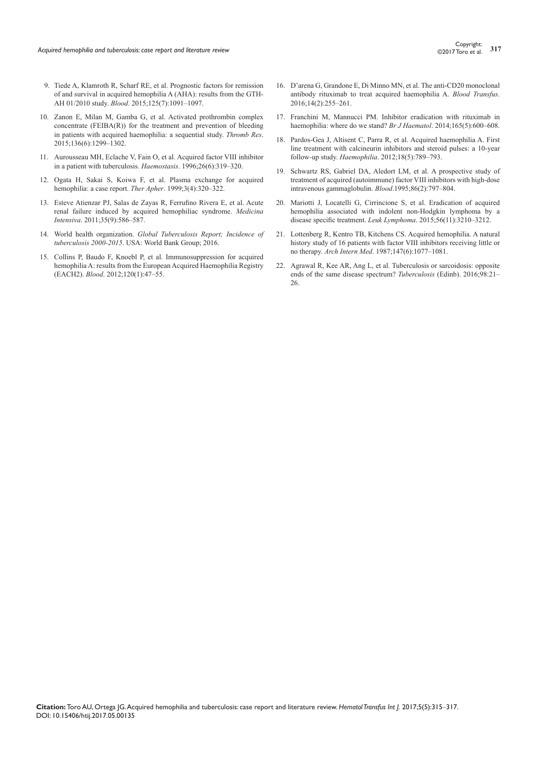9. Tiede A, Klamroth R, Scharf RE, et al. Prognostic factors for remission of and survival in acquired hemophilia A (AHA): results from the GTH-AH 01/2010 study. *Blood*. 2015;125(7):1091–1097.

10. Zanon E, Milan M, Gamba G, et al. Activated prothrombin complex concentrate (FEIBA(R)) for the treatment and prevention of bleeding in patients with acquired haemophilia: a sequential study. *Thromb Res*. 2015;136(6):1299–1302.

11. Aurousseau MH, Eclache V, Fain O, et al. Acquired factor VIII inhibitor in a patient with tuberculosis. *Haemostasis*. 1996;26(6):319–320.

12. Ogata H, Sakai S, Koiwa F, et al. Plasma exchange for acquired hemophilia: a case report. *Ther Apher*. 1999;3(4):320–322.

13. Esteve Atienzar PJ, Salas de Zayas R, Ferrufino Rivera E, et al. Acute renal failure induced by acquired hemophiliac syndrome. *Medicina Intensiva*. 2011;35(9):586–587.

14. World health organization. *Global Tuberculosis Report; Incidence of tuberculosis 2000-2015*. USA: World Bank Group; 2016.

15. Collins P, Baudo F, Knoebl P, et al. Immunosuppression for acquired hemophilia A: results from the European Acquired Haemophilia Registry (EACH2). *Blood*. 2012;120(1):47–55.

16. D'arena G, Grandone E, Di Minno MN, et al. The anti-CD20 monoclonal antibody rituximab to treat acquired haemophilia A. *Blood Transfus*. 2016;14(2):255–261.

17. Franchini M, Mannucci PM. Inhibitor eradication with rituximab in haemophilia: where do we stand? *Br J Haematol*. 2014;165(5):600–608.

18. Pardos-Gea J, Altisent C, Parra R, et al. Acquired haemophilia A. First line treatment with calcineurin inhibitors and steroid pulses: a 10-year follow-up study. *Haemophilia*. 2012;18(5):789–793.

19. Schwartz RS, Gabriel DA, Aledort LM, et al. A prospective study of treatment of acquired (autoimmune) factor VIII inhibitors with high-dose intravenous gammaglobulin. *Blood*.1995;86(2):797–804.

20. Mariotti J, Locatelli G, Cirrincione S, et al. Eradication of acquired hemophilia associated with indolent non-Hodgkin lymphoma by a disease specific treatment. *Leuk Lymphoma*. 2015;56(11):3210–3212.

21. Lottenberg R, Kentro TB, Kitchens CS. Acquired hemophilia. A natural history study of 16 patients with factor VIII inhibitors receiving little or no therapy. *Arch Intern Med*. 1987;147(6):1077–1081.

22. Agrawal R, Kee AR, Ang L, et al. Tuberculosis or sarcoidosis: opposite ends of the same disease spectrum? *Tuberculosis* (Edinb). 2016;98:21–26.